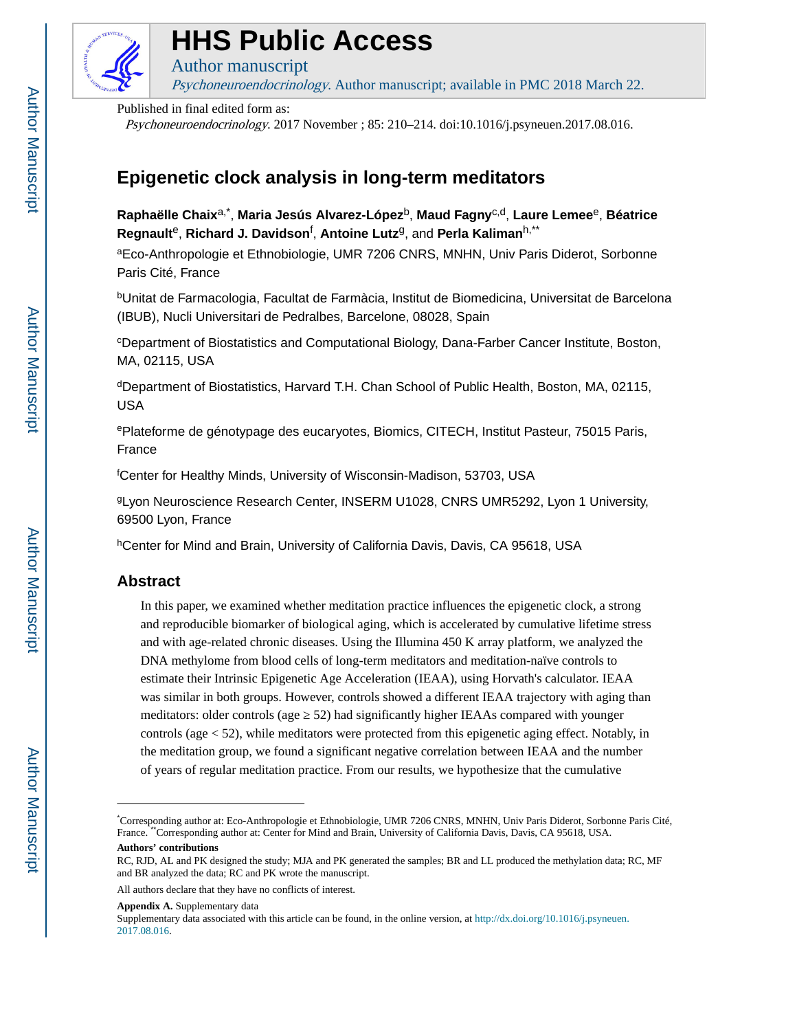# HHS Public Access

Author manuscript

*Psychoneuroendocrinology*. Author manuscript; available in PMC 2018 March 22.

Published in final edited form as:

*Psychoneuroendocrinology*. 2017 November ; 85: 210–214. doi:10.1016/j.psyneuen.2017.08.016.

# Epigenetic clock analysis in long-term meditators

**Raphaëlle Chaix**[a,*], **Maria Jesús Alvarez-López**[b], **Maud Fagny**[c,d], **Laure Lemee**[e], **Béatrice Regnault**[e], **Richard J. Davidson**[f], **Antoine Lutz**[g], and **Perla Kaliman**[h,**]

[a]Eco-Anthropologie et Ethnobiologie, UMR 7206 CNRS, MNHN, Univ Paris Diderot, Sorbonne Paris Cité, France

[b]Unitat de Farmacologia, Facultat de Farmàcia, Institut de Biomedicina, Universitat de Barcelona (IBUB), Nucli Universitari de Pedralbes, Barcelone, 08028, Spain

[c]Department of Biostatistics and Computational Biology, Dana-Farber Cancer Institute, Boston, MA, 02115, USA

[d]Department of Biostatistics, Harvard T.H. Chan School of Public Health, Boston, MA, 02115, USA

[e]Plateforme de génotypage des eucaryotes, Biomics, CITECH, Institut Pasteur, 75015 Paris, France

[f]Center for Healthy Minds, University of Wisconsin-Madison, 53703, USA

[g]Lyon Neuroscience Research Center, INSERM U1028, CNRS UMR5292, Lyon 1 University, 69500 Lyon, France

[h]Center for Mind and Brain, University of California Davis, Davis, CA 95618, USA

## Abstract

In this paper, we examined whether meditation practice influences the epigenetic clock, a strong and reproducible biomarker of biological aging, which is accelerated by cumulative lifetime stress and with age-related chronic diseases. Using the Illumina 450 K array platform, we analyzed the DNA methylome from blood cells of long-term meditators and meditation-naïve controls to estimate their Intrinsic Epigenetic Age Acceleration (IEAA), using Horvath's calculator. IEAA was similar in both groups. However, controls showed a different IEAA trajectory with aging than meditators: older controls (age ≥ 52) had significantly higher IEAAs compared with younger controls (age < 52), while meditators were protected from this epigenetic aging effect. Notably, in the meditation group, we found a significant negative correlation between IEAA and the number of years of regular meditation practice. From our results, we hypothesize that the cumulative

---

*Corresponding author at: Eco-Anthropologie et Ethnobiologie, UMR 7206 CNRS, MNHN, Univ Paris Diderot, Sorbonne Paris Cité, France. **Corresponding author at: Center for Mind and Brain, University of California Davis, Davis, CA 95618, USA.

**Authors' contributions**

RC, RJD, AL and PK designed the study; MJA and PK generated the samples; BR and LL produced the methylation data; RC, MF and BR analyzed the data; RC and PK wrote the manuscript.

All authors declare that they have no conflicts of interest.

**Appendix A.** Supplementary data

Supplementary data associated with this article can be found, in the online version, at http://dx.doi.org/10.1016/j.psyneuen.2017.08.016.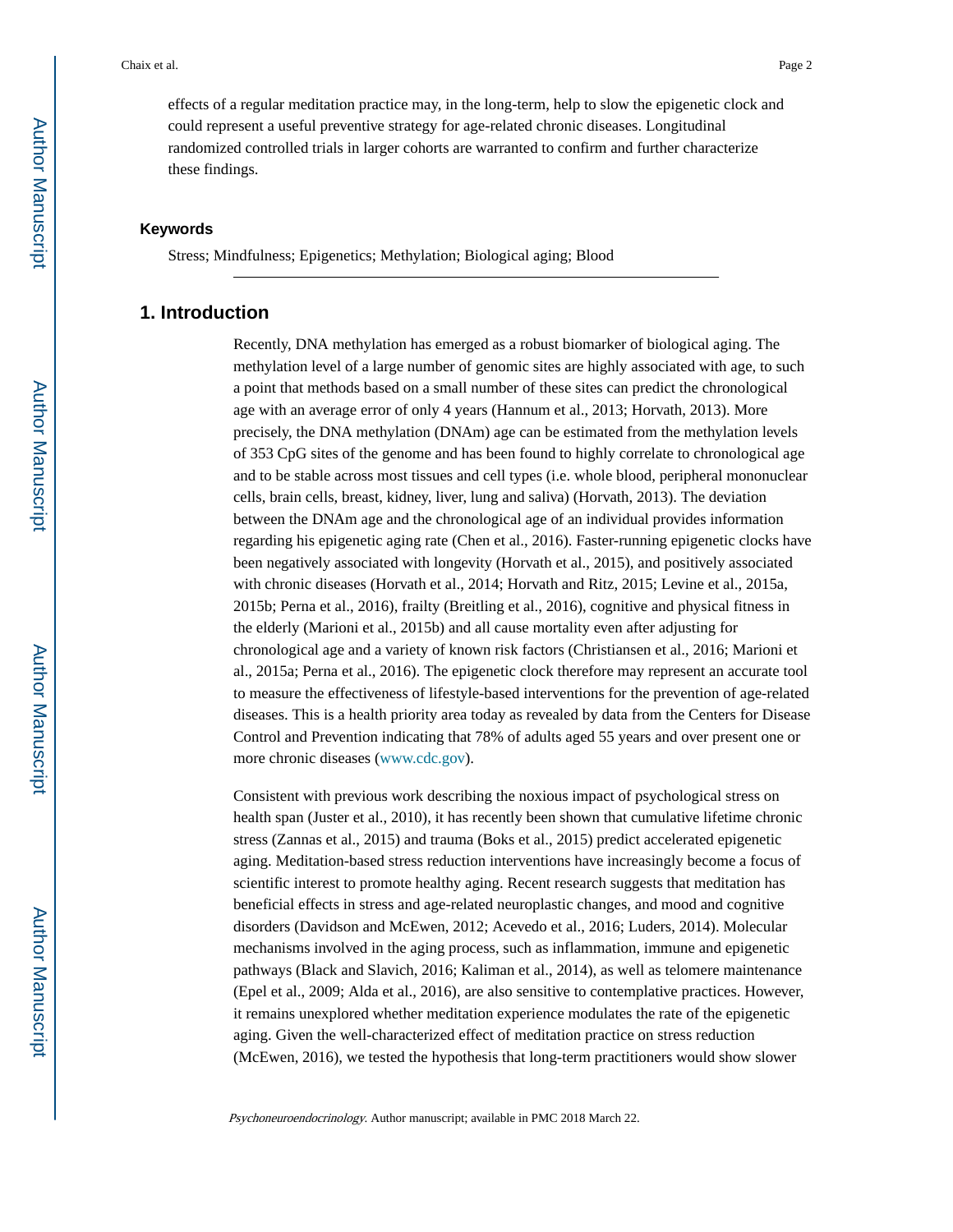effects of a regular meditation practice may, in the long-term, help to slow the epigenetic clock and could represent a useful preventive strategy for age-related chronic diseases. Longitudinal randomized controlled trials in larger cohorts are warranted to confirm and further characterize these findings.

### Keywords

Stress; Mindfulness; Epigenetics; Methylation; Biological aging; Blood

## 1. Introduction

Recently, DNA methylation has emerged as a robust biomarker of biological aging. The methylation level of a large number of genomic sites are highly associated with age, to such a point that methods based on a small number of these sites can predict the chronological age with an average error of only 4 years (Hannum et al., 2013; Horvath, 2013). More precisely, the DNA methylation (DNAm) age can be estimated from the methylation levels of 353 CpG sites of the genome and has been found to highly correlate to chronological age and to be stable across most tissues and cell types (i.e. whole blood, peripheral mononuclear cells, brain cells, breast, kidney, liver, lung and saliva) (Horvath, 2013). The deviation between the DNAm age and the chronological age of an individual provides information regarding his epigenetic aging rate (Chen et al., 2016). Faster-running epigenetic clocks have been negatively associated with longevity (Horvath et al., 2015), and positively associated with chronic diseases (Horvath et al., 2014; Horvath and Ritz, 2015; Levine et al., 2015a, 2015b; Perna et al., 2016), frailty (Breitling et al., 2016), cognitive and physical fitness in the elderly (Marioni et al., 2015b) and all cause mortality even after adjusting for chronological age and a variety of known risk factors (Christiansen et al., 2016; Marioni et al., 2015a; Perna et al., 2016). The epigenetic clock therefore may represent an accurate tool to measure the effectiveness of lifestyle-based interventions for the prevention of age-related diseases. This is a health priority area today as revealed by data from the Centers for Disease Control and Prevention indicating that 78% of adults aged 55 years and over present one or more chronic diseases (www.cdc.gov).

Consistent with previous work describing the noxious impact of psychological stress on health span (Juster et al., 2010), it has recently been shown that cumulative lifetime chronic stress (Zannas et al., 2015) and trauma (Boks et al., 2015) predict accelerated epigenetic aging. Meditation-based stress reduction interventions have increasingly become a focus of scientific interest to promote healthy aging. Recent research suggests that meditation has beneficial effects in stress and age-related neuroplastic changes, and mood and cognitive disorders (Davidson and McEwen, 2012; Acevedo et al., 2016; Luders, 2014). Molecular mechanisms involved in the aging process, such as inflammation, immune and epigenetic pathways (Black and Slavich, 2016; Kaliman et al., 2014), as well as telomere maintenance (Epel et al., 2009; Alda et al., 2016), are also sensitive to contemplative practices. However, it remains unexplored whether meditation experience modulates the rate of the epigenetic aging. Given the well-characterized effect of meditation practice on stress reduction (McEwen, 2016), we tested the hypothesis that long-term practitioners would show slower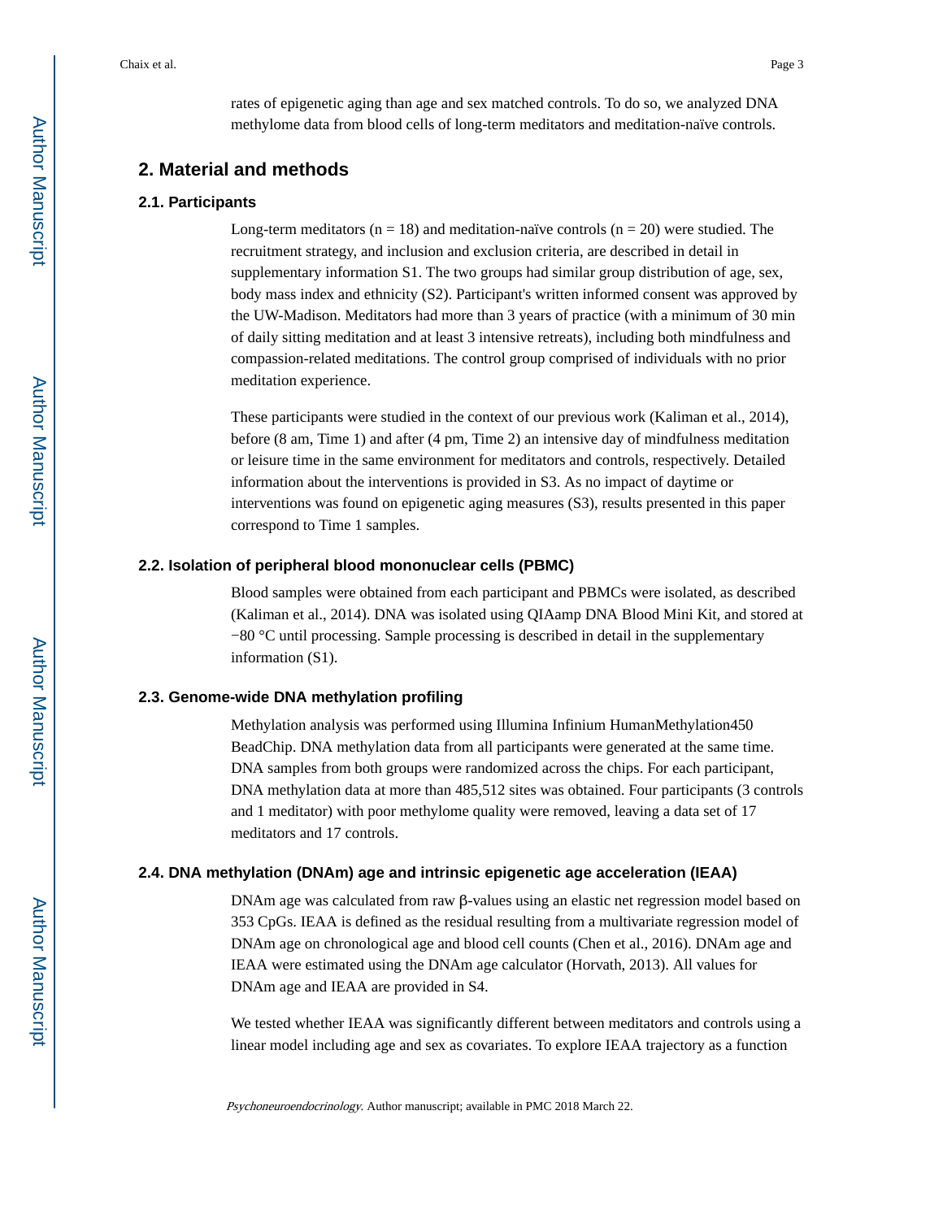rates of epigenetic aging than age and sex matched controls. To do so, we analyzed DNA methylome data from blood cells of long-term meditators and meditation-naïve controls.

## 2. Material and methods

### 2.1. Participants

Long-term meditators (n = 18) and meditation-naïve controls (n = 20) were studied. The recruitment strategy, and inclusion and exclusion criteria, are described in detail in supplementary information S1. The two groups had similar group distribution of age, sex, body mass index and ethnicity (S2). Participant's written informed consent was approved by the UW-Madison. Meditators had more than 3 years of practice (with a minimum of 30 min of daily sitting meditation and at least 3 intensive retreats), including both mindfulness and compassion-related meditations. The control group comprised of individuals with no prior meditation experience.

These participants were studied in the context of our previous work (Kaliman et al., 2014), before (8 am, Time 1) and after (4 pm, Time 2) an intensive day of mindfulness meditation or leisure time in the same environment for meditators and controls, respectively. Detailed information about the interventions is provided in S3. As no impact of daytime or interventions was found on epigenetic aging measures (S3), results presented in this paper correspond to Time 1 samples.

### 2.2. Isolation of peripheral blood mononuclear cells (PBMC)

Blood samples were obtained from each participant and PBMCs were isolated, as described (Kaliman et al., 2014). DNA was isolated using QIAamp DNA Blood Mini Kit, and stored at −80 °C until processing. Sample processing is described in detail in the supplementary information (S1).

### 2.3. Genome-wide DNA methylation profiling

Methylation analysis was performed using Illumina Infinium HumanMethylation450 BeadChip. DNA methylation data from all participants were generated at the same time. DNA samples from both groups were randomized across the chips. For each participant, DNA methylation data at more than 485,512 sites was obtained. Four participants (3 controls and 1 meditator) with poor methylome quality were removed, leaving a data set of 17 meditators and 17 controls.

### 2.4. DNA methylation (DNAm) age and intrinsic epigenetic age acceleration (IEAA)

DNAm age was calculated from raw β-values using an elastic net regression model based on 353 CpGs. IEAA is defined as the residual resulting from a multivariate regression model of DNAm age on chronological age and blood cell counts (Chen et al., 2016). DNAm age and IEAA were estimated using the DNAm age calculator (Horvath, 2013). All values for DNAm age and IEAA are provided in S4.

We tested whether IEAA was significantly different between meditators and controls using a linear model including age and sex as covariates. To explore IEAA trajectory as a function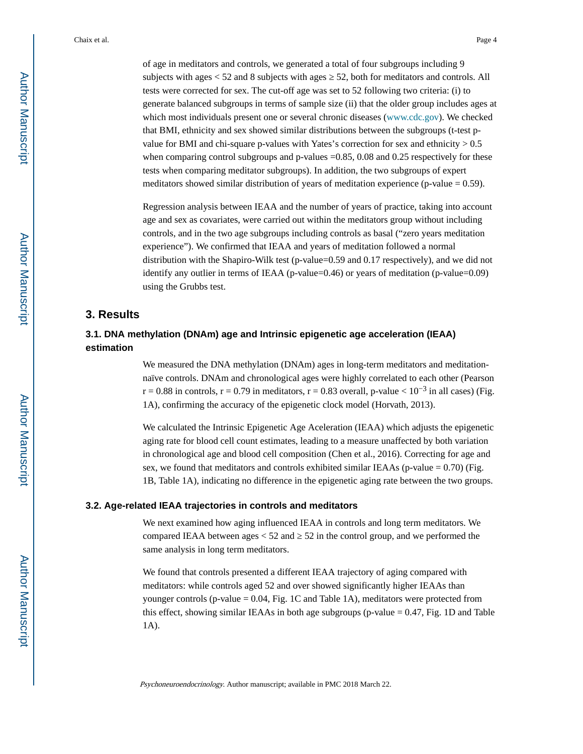of age in meditators and controls, we generated a total of four subgroups including 9 subjects with ages < 52 and 8 subjects with ages ≥ 52, both for meditators and controls. All tests were corrected for sex. The cut-off age was set to 52 following two criteria: (i) to generate balanced subgroups in terms of sample size (ii) that the older group includes ages at which most individuals present one or several chronic diseases (www.cdc.gov). We checked that BMI, ethnicity and sex showed similar distributions between the subgroups (t-test p-value for BMI and chi-square p-values with Yates's correction for sex and ethnicity > 0.5 when comparing control subgroups and p-values =0.85, 0.08 and 0.25 respectively for these tests when comparing meditator subgroups). In addition, the two subgroups of expert meditators showed similar distribution of years of meditation experience (p-value = 0.59).

Regression analysis between IEAA and the number of years of practice, taking into account age and sex as covariates, were carried out within the meditators group without including controls, and in the two age subgroups including controls as basal ("zero years meditation experience"). We confirmed that IEAA and years of meditation followed a normal distribution with the Shapiro-Wilk test (p-value=0.59 and 0.17 respectively), and we did not identify any outlier in terms of IEAA (p-value=0.46) or years of meditation (p-value=0.09) using the Grubbs test.

## 3. Results

### 3.1. DNA methylation (DNAm) age and Intrinsic epigenetic age acceleration (IEAA) estimation

We measured the DNA methylation (DNAm) ages in long-term meditators and meditation-naïve controls. DNAm and chronological ages were highly correlated to each other (Pearson r = 0.88 in controls, r = 0.79 in meditators, r = 0.83 overall, p-value < $10^{-3}$ in all cases) (Fig. 1A), confirming the accuracy of the epigenetic clock model (Horvath, 2013).

We calculated the Intrinsic Epigenetic Age Aceleration (IEAA) which adjusts the epigenetic aging rate for blood cell count estimates, leading to a measure unaffected by both variation in chronological age and blood cell composition (Chen et al., 2016). Correcting for age and sex, we found that meditators and controls exhibited similar IEAAs (p-value = 0.70) (Fig. 1B, Table 1A), indicating no difference in the epigenetic aging rate between the two groups.

### 3.2. Age-related IEAA trajectories in controls and meditators

We next examined how aging influenced IEAA in controls and long term meditators. We compared IEAA between ages < 52 and ≥ 52 in the control group, and we performed the same analysis in long term meditators.

We found that controls presented a different IEAA trajectory of aging compared with meditators: while controls aged 52 and over showed significantly higher IEAAs than younger controls (p-value = 0.04, Fig. 1C and Table 1A), meditators were protected from this effect, showing similar IEAAs in both age subgroups (p-value = 0.47, Fig. 1D and Table 1A).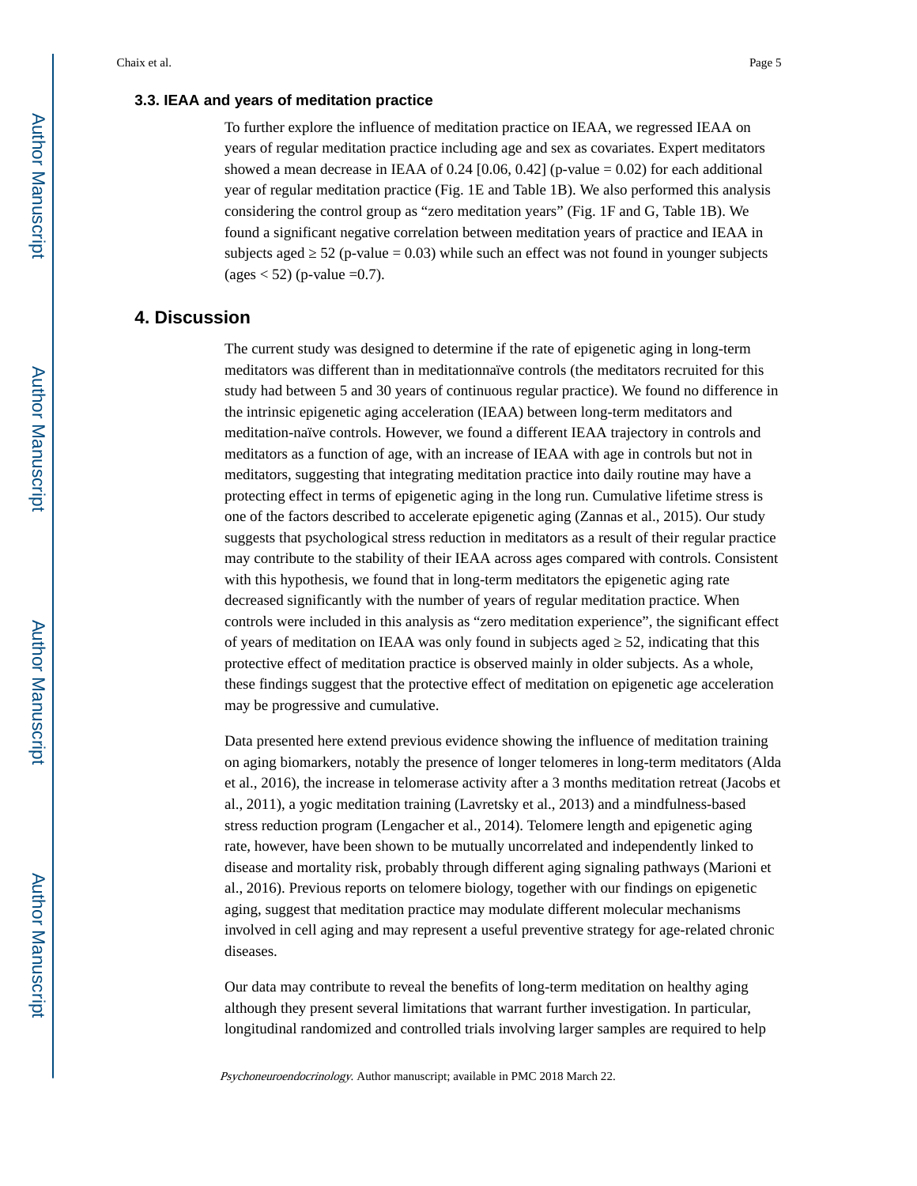### 3.3. IEAA and years of meditation practice

To further explore the influence of meditation practice on IEAA, we regressed IEAA on years of regular meditation practice including age and sex as covariates. Expert meditators showed a mean decrease in IEAA of 0.24 [0.06, 0.42] (p-value = 0.02) for each additional year of regular meditation practice (Fig. 1E and Table 1B). We also performed this analysis considering the control group as "zero meditation years" (Fig. 1F and G, Table 1B). We found a significant negative correlation between meditation years of practice and IEAA in subjects aged ≥ 52 (p-value = 0.03) while such an effect was not found in younger subjects (ages < 52) (p-value =0.7).

## 4. Discussion

The current study was designed to determine if the rate of epigenetic aging in long-term meditators was different than in meditationnaïve controls (the meditators recruited for this study had between 5 and 30 years of continuous regular practice). We found no difference in the intrinsic epigenetic aging acceleration (IEAA) between long-term meditators and meditation-naïve controls. However, we found a different IEAA trajectory in controls and meditators as a function of age, with an increase of IEAA with age in controls but not in meditators, suggesting that integrating meditation practice into daily routine may have a protecting effect in terms of epigenetic aging in the long run. Cumulative lifetime stress is one of the factors described to accelerate epigenetic aging (Zannas et al., 2015). Our study suggests that psychological stress reduction in meditators as a result of their regular practice may contribute to the stability of their IEAA across ages compared with controls. Consistent with this hypothesis, we found that in long-term meditators the epigenetic aging rate decreased significantly with the number of years of regular meditation practice. When controls were included in this analysis as "zero meditation experience", the significant effect of years of meditation on IEAA was only found in subjects aged ≥ 52, indicating that this protective effect of meditation practice is observed mainly in older subjects. As a whole, these findings suggest that the protective effect of meditation on epigenetic age acceleration may be progressive and cumulative.

Data presented here extend previous evidence showing the influence of meditation training on aging biomarkers, notably the presence of longer telomeres in long-term meditators (Alda et al., 2016), the increase in telomerase activity after a 3 months meditation retreat (Jacobs et al., 2011), a yogic meditation training (Lavretsky et al., 2013) and a mindfulness-based stress reduction program (Lengacher et al., 2014). Telomere length and epigenetic aging rate, however, have been shown to be mutually uncorrelated and independently linked to disease and mortality risk, probably through different aging signaling pathways (Marioni et al., 2016). Previous reports on telomere biology, together with our findings on epigenetic aging, suggest that meditation practice may modulate different molecular mechanisms involved in cell aging and may represent a useful preventive strategy for age-related chronic diseases.

Our data may contribute to reveal the benefits of long-term meditation on healthy aging although they present several limitations that warrant further investigation. In particular, longitudinal randomized and controlled trials involving larger samples are required to help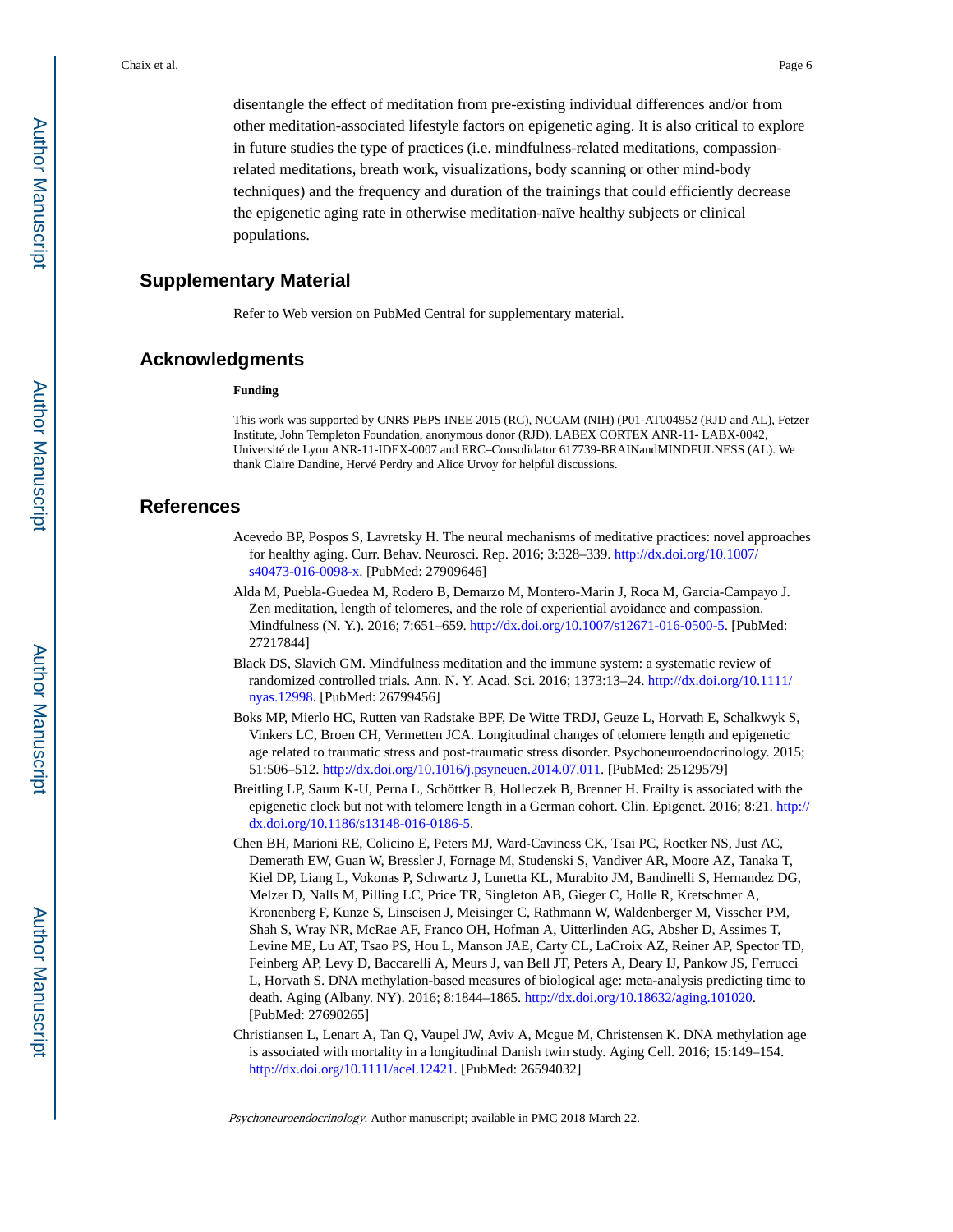disentangle the effect of meditation from pre-existing individual differences and/or from other meditation-associated lifestyle factors on epigenetic aging. It is also critical to explore in future studies the type of practices (i.e. mindfulness-related meditations, compassion-related meditations, breath work, visualizations, body scanning or other mind-body techniques) and the frequency and duration of the trainings that could efficiently decrease the epigenetic aging rate in otherwise meditation-naïve healthy subjects or clinical populations.

## Supplementary Material

Refer to Web version on PubMed Central for supplementary material.

## Acknowledgments

### Funding

This work was supported by CNRS PEPS INEE 2015 (RC), NCCAM (NIH) (P01-AT004952 (RJD and AL), Fetzer Institute, John Templeton Foundation, anonymous donor (RJD), LABEX CORTEX ANR-11- LABX-0042, Université de Lyon ANR-11-IDEX-0007 and ERC–Consolidator 617739-BRAINandMINDFULNESS (AL). We thank Claire Dandine, Hervé Perdry and Alice Urvoy for helpful discussions.

## References

Acevedo BP, Pospos S, Lavretsky H. The neural mechanisms of meditative practices: novel approaches for healthy aging. Curr. Behav. Neurosci. Rep. 2016; 3:328–339. http://dx.doi.org/10.1007/s40473-016-0098-x. [PubMed: 27909646]

Alda M, Puebla-Guedea M, Rodero B, Demarzo M, Montero-Marin J, Roca M, Garcia-Campayo J. Zen meditation, length of telomeres, and the role of experiential avoidance and compassion. Mindfulness (N. Y.). 2016; 7:651–659. http://dx.doi.org/10.1007/s12671-016-0500-5. [PubMed: 27217844]

Black DS, Slavich GM. Mindfulness meditation and the immune system: a systematic review of randomized controlled trials. Ann. N. Y. Acad. Sci. 2016; 1373:13–24. http://dx.doi.org/10.1111/nyas.12998. [PubMed: 26799456]

Boks MP, Mierlo HC, Rutten van Radstake BPF, De Witte TRDJ, Geuze L, Horvath E, Schalkwyk S, Vinkers LC, Broen CH, Vermetten JCA. Longitudinal changes of telomere length and epigenetic age related to traumatic stress and post-traumatic stress disorder. Psychoneuroendocrinology. 2015; 51:506–512. http://dx.doi.org/10.1016/j.psyneuen.2014.07.011. [PubMed: 25129579]

Breitling LP, Saum K-U, Perna L, Schöttker B, Holleczek B, Brenner H. Frailty is associated with the epigenetic clock but not with telomere length in a German cohort. Clin. Epigenet. 2016; 8:21. http://dx.doi.org/10.1186/s13148-016-0186-5.

Chen BH, Marioni RE, Colicino E, Peters MJ, Ward-Caviness CK, Tsai PC, Roetker NS, Just AC, Demerath EW, Guan W, Bressler J, Fornage M, Studenski S, Vandiver AR, Moore AZ, Tanaka T, Kiel DP, Liang L, Vokonas P, Schwartz J, Lunetta KL, Murabito JM, Bandinelli S, Hernandez DG, Melzer D, Nalls M, Pilling LC, Price TR, Singleton AB, Gieger C, Holle R, Kretschmer A, Kronenberg F, Kunze S, Linseisen J, Meisinger C, Rathmann W, Waldenberger M, Visscher PM, Shah S, Wray NR, McRae AF, Franco OH, Hofman A, Uitterlinden AG, Absher D, Assimes T, Levine ME, Lu AT, Tsao PS, Hou L, Manson JAE, Carty CL, LaCroix AZ, Reiner AP, Spector TD, Feinberg AP, Levy D, Baccarelli A, Meurs J, van Bell JT, Peters A, Deary IJ, Pankow JS, Ferrucci L, Horvath S. DNA methylation-based measures of biological age: meta-analysis predicting time to death. Aging (Albany. NY). 2016; 8:1844–1865. http://dx.doi.org/10.18632/aging.101020. [PubMed: 27690265]

Christiansen L, Lenart A, Tan Q, Vaupel JW, Aviv A, Mcgue M, Christensen K. DNA methylation age is associated with mortality in a longitudinal Danish twin study. Aging Cell. 2016; 15:149–154. http://dx.doi.org/10.1111/acel.12421. [PubMed: 26594032]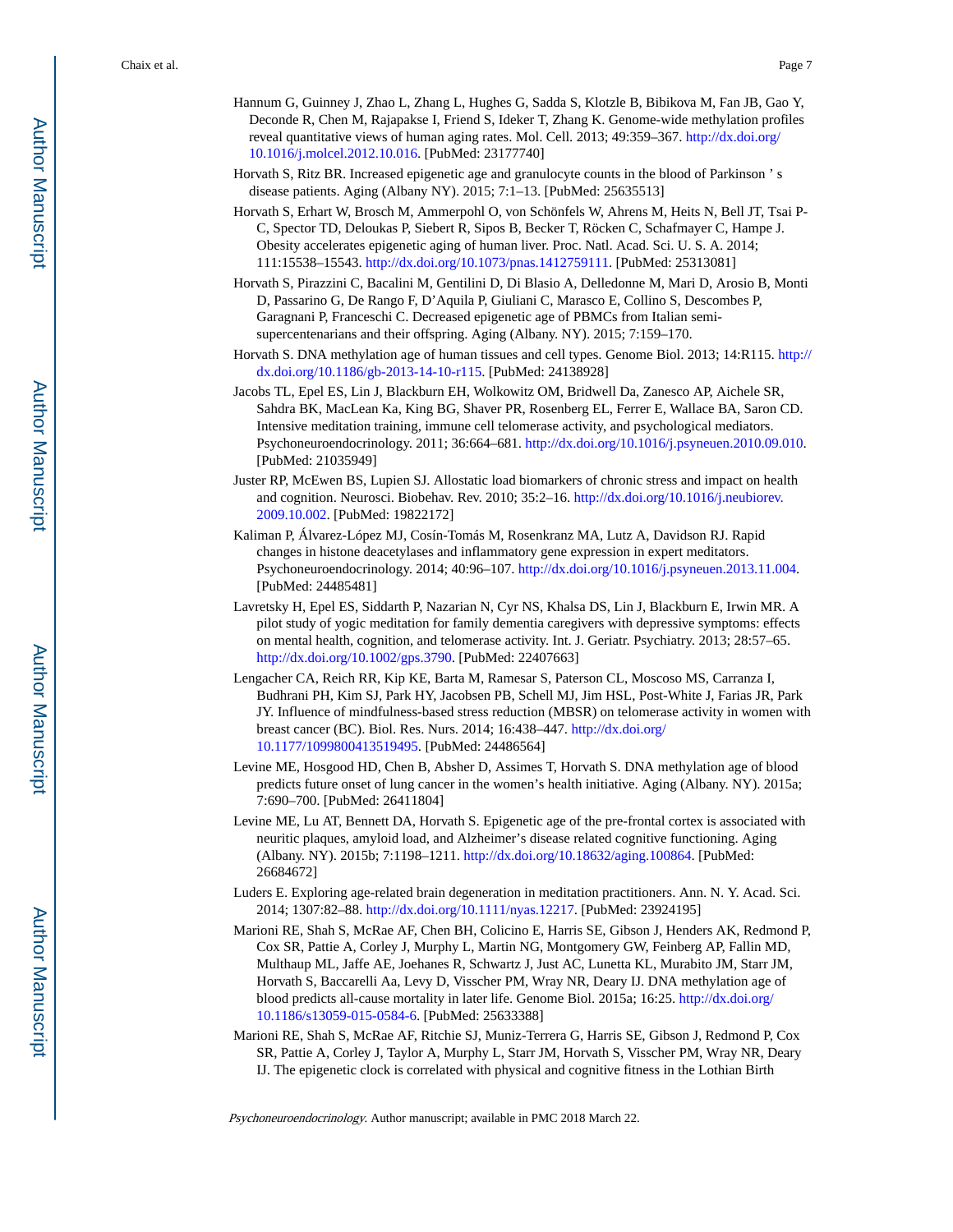Hannum G, Guinney J, Zhao L, Zhang L, Hughes G, Sadda S, Klotzle B, Bibikova M, Fan JB, Gao Y, Deconde R, Chen M, Rajapakse I, Friend S, Ideker T, Zhang K. Genome-wide methylation profiles reveal quantitative views of human aging rates. Mol. Cell. 2013; 49:359–367. http://dx.doi.org/10.1016/j.molcel.2012.10.016. [PubMed: 23177740]

Horvath S, Ritz BR. Increased epigenetic age and granulocyte counts in the blood of Parkinson ' s disease patients. Aging (Albany NY). 2015; 7:1–13. [PubMed: 25635513]

Horvath S, Erhart W, Brosch M, Ammerpohl O, von Schönfels W, Ahrens M, Heits N, Bell JT, Tsai P-C, Spector TD, Deloukas P, Siebert R, Sipos B, Becker T, Röcken C, Schafmayer C, Hampe J. Obesity accelerates epigenetic aging of human liver. Proc. Natl. Acad. Sci. U. S. A. 2014; 111:15538–15543. http://dx.doi.org/10.1073/pnas.1412759111. [PubMed: 25313081]

Horvath S, Pirazzini C, Bacalini M, Gentilini D, Di Blasio A, Delledonne M, Mari D, Arosio B, Monti D, Passarino G, De Rango F, D'Aquila P, Giuliani C, Marasco E, Collino S, Descombes P, Garagnani P, Franceschi C. Decreased epigenetic age of PBMCs from Italian semi-supercentenarians and their offspring. Aging (Albany. NY). 2015; 7:159–170.

Horvath S. DNA methylation age of human tissues and cell types. Genome Biol. 2013; 14:R115. http://dx.doi.org/10.1186/gb-2013-14-10-r115. [PubMed: 24138928]

Jacobs TL, Epel ES, Lin J, Blackburn EH, Wolkowitz OM, Bridwell Da, Zanesco AP, Aichele SR, Sahdra BK, MacLean Ka, King BG, Shaver PR, Rosenberg EL, Ferrer E, Wallace BA, Saron CD. Intensive meditation training, immune cell telomerase activity, and psychological mediators. Psychoneuroendocrinology. 2011; 36:664–681. http://dx.doi.org/10.1016/j.psyneuen.2010.09.010. [PubMed: 21035949]

Juster RP, McEwen BS, Lupien SJ. Allostatic load biomarkers of chronic stress and impact on health and cognition. Neurosci. Biobehav. Rev. 2010; 35:2–16. http://dx.doi.org/10.1016/j.neubiorev.2009.10.002. [PubMed: 19822172]

Kaliman P, Álvarez-López MJ, Cosín-Tomás M, Rosenkranz MA, Lutz A, Davidson RJ. Rapid changes in histone deacetylases and inflammatory gene expression in expert meditators. Psychoneuroendocrinology. 2014; 40:96–107. http://dx.doi.org/10.1016/j.psyneuen.2013.11.004. [PubMed: 24485481]

Lavretsky H, Epel ES, Siddarth P, Nazarian N, Cyr NS, Khalsa DS, Lin J, Blackburn E, Irwin MR. A pilot study of yogic meditation for family dementia caregivers with depressive symptoms: effects on mental health, cognition, and telomerase activity. Int. J. Geriatr. Psychiatry. 2013; 28:57–65. http://dx.doi.org/10.1002/gps.3790. [PubMed: 22407663]

Lengacher CA, Reich RR, Kip KE, Barta M, Ramesar S, Paterson CL, Moscoso MS, Carranza I, Budhrani PH, Kim SJ, Park HY, Jacobsen PB, Schell MJ, Jim HSL, Post-White J, Farias JR, Park JY. Influence of mindfulness-based stress reduction (MBSR) on telomerase activity in women with breast cancer (BC). Biol. Res. Nurs. 2014; 16:438–447. http://dx.doi.org/10.1177/1099800413519495. [PubMed: 24486564]

Levine ME, Hosgood HD, Chen B, Absher D, Assimes T, Horvath S. DNA methylation age of blood predicts future onset of lung cancer in the women's health initiative. Aging (Albany. NY). 2015a; 7:690–700. [PubMed: 26411804]

Levine ME, Lu AT, Bennett DA, Horvath S. Epigenetic age of the pre-frontal cortex is associated with neuritic plaques, amyloid load, and Alzheimer's disease related cognitive functioning. Aging (Albany. NY). 2015b; 7:1198–1211. http://dx.doi.org/10.18632/aging.100864. [PubMed: 26684672]

Luders E. Exploring age-related brain degeneration in meditation practitioners. Ann. N. Y. Acad. Sci. 2014; 1307:82–88. http://dx.doi.org/10.1111/nyas.12217. [PubMed: 23924195]

Marioni RE, Shah S, McRae AF, Chen BH, Colicino E, Harris SE, Gibson J, Henders AK, Redmond P, Cox SR, Pattie A, Corley J, Murphy L, Martin NG, Montgomery GW, Feinberg AP, Fallin MD, Multhaup ML, Jaffe AE, Joehanes R, Schwartz J, Just AC, Lunetta KL, Murabito JM, Starr JM, Horvath S, Baccarelli Aa, Levy D, Visscher PM, Wray NR, Deary IJ. DNA methylation age of blood predicts all-cause mortality in later life. Genome Biol. 2015a; 16:25. http://dx.doi.org/10.1186/s13059-015-0584-6. [PubMed: 25633388]

Marioni RE, Shah S, McRae AF, Ritchie SJ, Muniz-Terrera G, Harris SE, Gibson J, Redmond P, Cox SR, Pattie A, Corley J, Taylor A, Murphy L, Starr JM, Horvath S, Visscher PM, Wray NR, Deary IJ. The epigenetic clock is correlated with physical and cognitive fitness in the Lothian Birth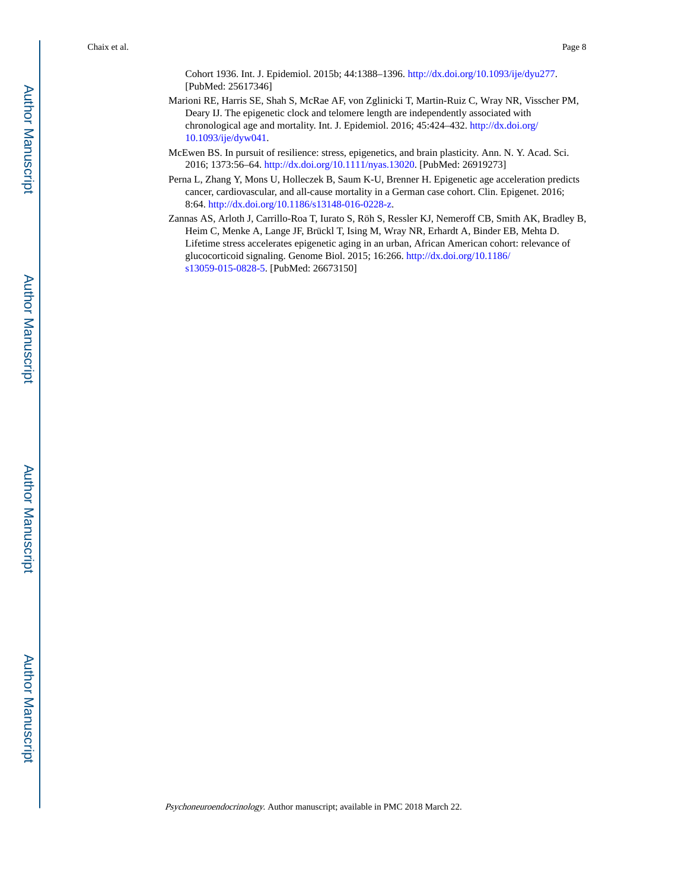Cohort 1936. Int. J. Epidemiol. 2015b; 44:1388–1396. http://dx.doi.org/10.1093/ije/dyu277. [PubMed: 25617346]

Marioni RE, Harris SE, Shah S, McRae AF, von Zglinicki T, Martin-Ruiz C, Wray NR, Visscher PM, Deary IJ. The epigenetic clock and telomere length are independently associated with chronological age and mortality. Int. J. Epidemiol. 2016; 45:424–432. http://dx.doi.org/10.1093/ije/dyw041.

McEwen BS. In pursuit of resilience: stress, epigenetics, and brain plasticity. Ann. N. Y. Acad. Sci. 2016; 1373:56–64. http://dx.doi.org/10.1111/nyas.13020. [PubMed: 26919273]

Perna L, Zhang Y, Mons U, Holleczek B, Saum K-U, Brenner H. Epigenetic age acceleration predicts cancer, cardiovascular, and all-cause mortality in a German case cohort. Clin. Epigenet. 2016; 8:64. http://dx.doi.org/10.1186/s13148-016-0228-z.

Zannas AS, Arloth J, Carrillo-Roa T, Iurato S, Röh S, Ressler KJ, Nemeroff CB, Smith AK, Bradley B, Heim C, Menke A, Lange JF, Brückl T, Ising M, Wray NR, Erhardt A, Binder EB, Mehta D. Lifetime stress accelerates epigenetic aging in an urban, African American cohort: relevance of glucocorticoid signaling. Genome Biol. 2015; 16:266. http://dx.doi.org/10.1186/s13059-015-0828-5. [PubMed: 26673150]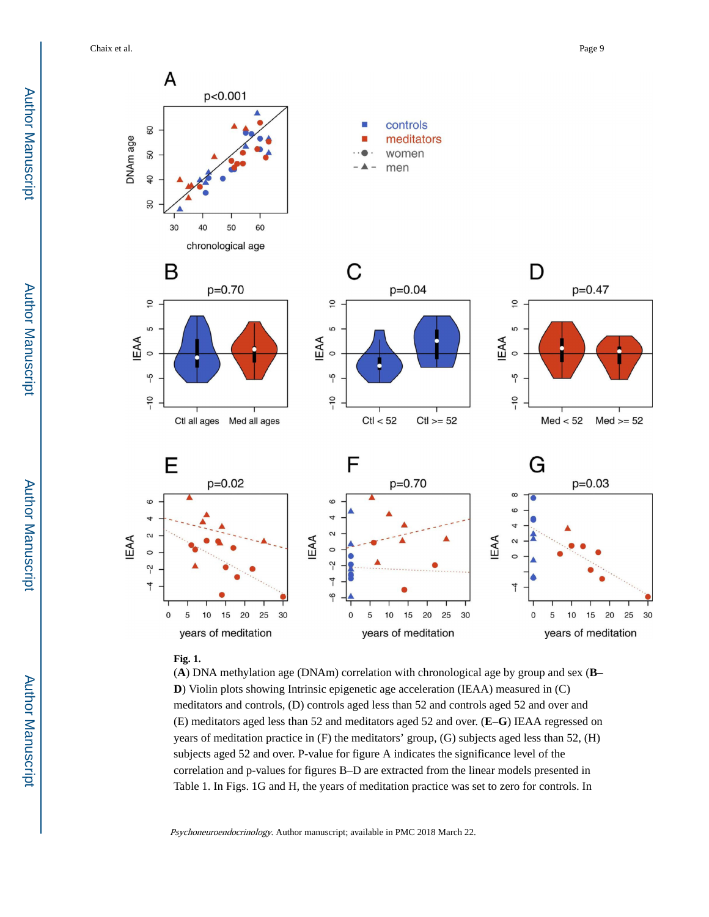**Fig. 1.**

(**A**) DNA methylation age (DNAm) correlation with chronological age by group and sex (**B**–**D**) Violin plots showing Intrinsic epigenetic age acceleration (IEAA) measured in (C) meditators and controls, (D) controls aged less than 52 and controls aged 52 and over and (E) meditators aged less than 52 and meditators aged 52 and over. (**E**–**G**) IEAA regressed on years of meditation practice in (F) the meditators' group, (G) subjects aged less than 52, (H) subjects aged 52 and over. P-value for figure A indicates the significance level of the correlation and p-values for figures B–D are extracted from the linear models presented in Table 1. In Figs. 1G and H, the years of meditation practice was set to zero for controls. In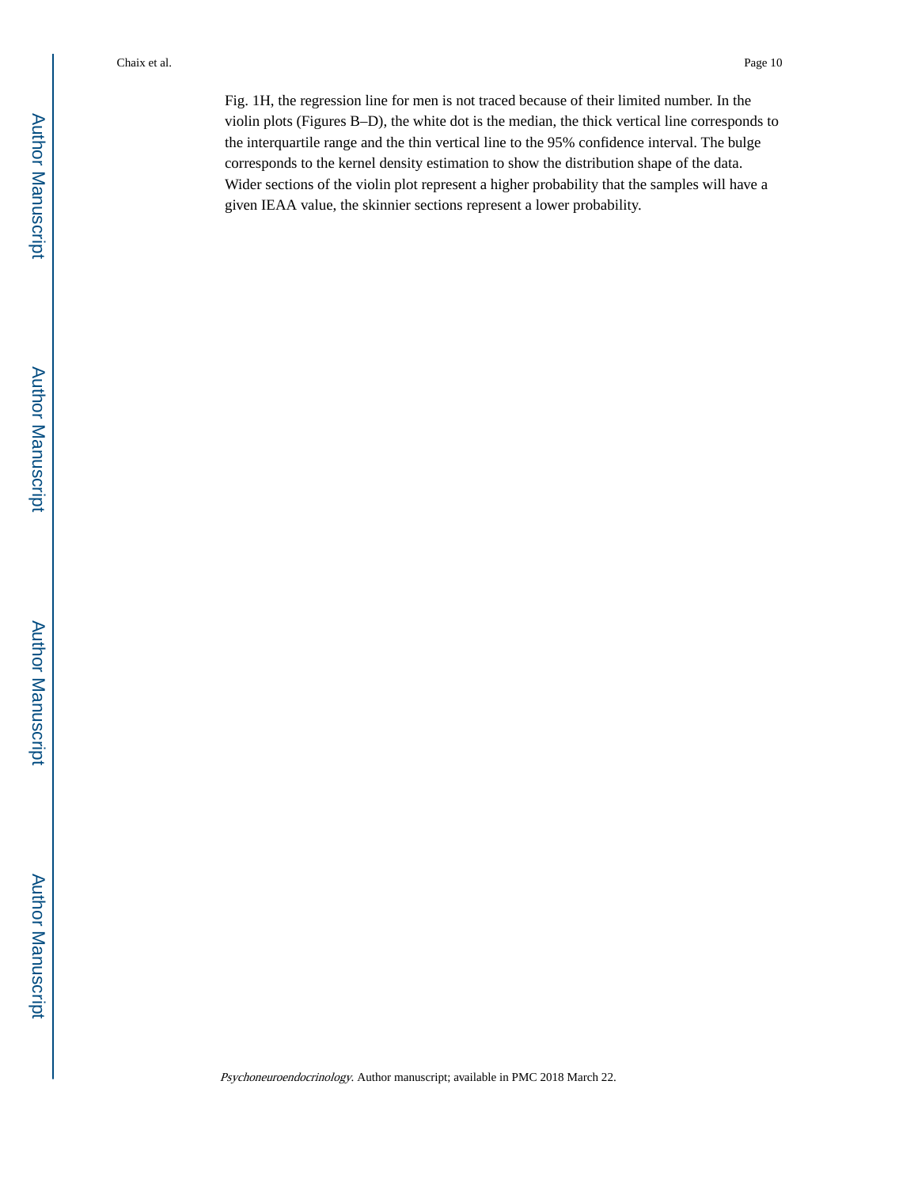Fig. 1H, the regression line for men is not traced because of their limited number. In the violin plots (Figures B–D), the white dot is the median, the thick vertical line corresponds to the interquartile range and the thin vertical line to the 95% confidence interval. The bulge corresponds to the kernel density estimation to show the distribution shape of the data. Wider sections of the violin plot represent a higher probability that the samples will have a given IEAA value, the skinnier sections represent a lower probability.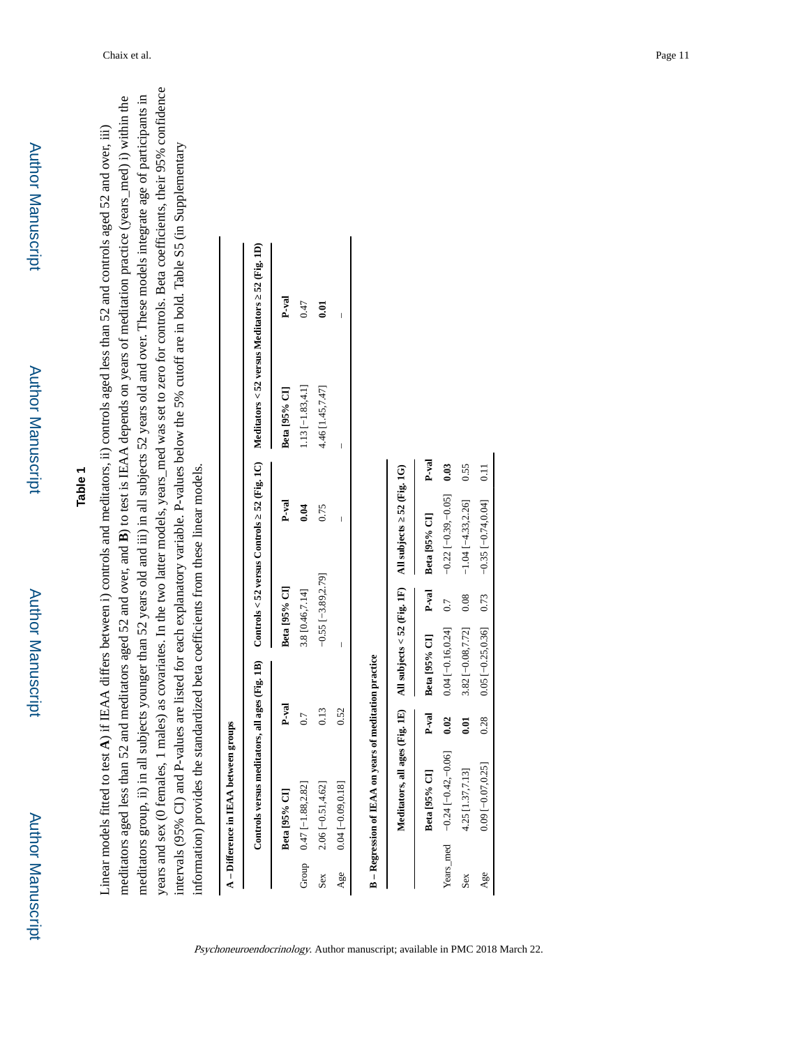## Table 1

Linear models fitted to test **A**) if IEAA differs between i) controls and meditators, ii) controls aged less than 52 and controls aged 52 and over, iii) meditators aged less than 52 and meditators aged 52 and over, and **B**) to test is IEAA depends on years of meditation practice (years_med) i) within the meditators group, ii) in all subjects younger than 52 years old and iii) in all subjects 52 years old and over. These models integrate age of participants in years and sex (0 females, 1 males) as covariates. In the two latter models, years_med was set to zero for controls. Beta coefficients, their 95% confidence intervals (95% CI) and P-values are listed for each explanatory variable. P-values below the 5% cutoff are in bold. Table S5 (in Supplementary information) provides the standardized beta coefficients from these linear models.

**A – Difference in IEAA between groups**

| | Controls versus meditators, all ages (Fig. 1B) | | Controls < 52 versus Controls ≥ 52 (Fig. 1C) | | Meditators < 52 versus Meditators ≥ 52 (Fig. 1D) | |
|---|---|---|---|---|---|---|
| | Beta [95% CI] | P-val | Beta [95% CI] | P-val | Beta [95% CI] | P-val |
| Group | 0.47 [−1.88,2.82] | 0.7 | 3.8 [0.46,7.14] | **0.04** | 1.13 [−1.83,4.1] | 0.47 |
| Sex | 2.06 [−0.51,4.62] | 0.13 | −0.55 [−3.89,2.79] | 0.75 | 4.46 [1.45,7.47] | **0.01** |
| Age | 0.04 [−0.09,0.18] | 0.52 | – | – | – | – |

**B – Regression of IEAA on years of meditation practice**

| | Meditators, all ages (Fig. 1E) | | All subjects < 52 (Fig. 1F) | | All subjects ≥ 52 (Fig. 1G) | |
|---|---|---|---|---|---|---|
| | Beta [95% CI] | P-val | Beta [95% CI] | P-val | Beta [95% CI] | P-val |
| Years_med | −0.24 [−0.42,−0.06] | **0.02** | 0.04 [−0.16,0.24] | 0.7 | −0.22 [−0.39,−0.05] | **0.03** |
| Sex | 4.25 [1.37,7.13] | **0.01** | 3.82 [−0.08,7.72] | 0.08 | −1.04 [−4.33,2.26] | 0.55 |
| Age | 0.09 [−0.07,0.25] | 0.28 | 0.05 [−0.25,0.36] | 0.73 | −0.35 [−0.74,0.04] | 0.11 |